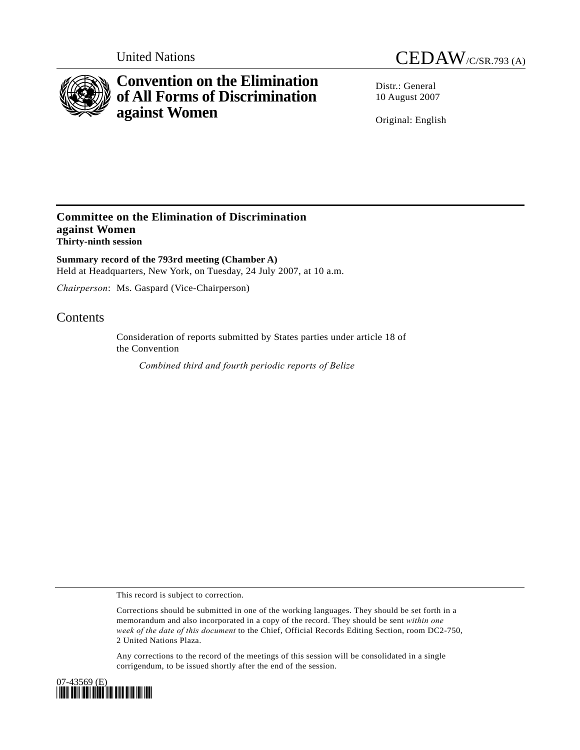United Nations

CEDAW/C/SR.793 (A)

# Convention on the Elimination of All Forms of Discrimination against Women

Distr.: General
10 August 2007

Original: English

## Committee on the Elimination of Discrimination against Women
**Thirty-ninth session**

**Summary record of the 793rd meeting (Chamber A)**
Held at Headquarters, New York, on Tuesday, 24 July 2007, at 10 a.m.

*Chairperson*: Ms. Gaspard (Vice-Chairperson)

## Contents

Consideration of reports submitted by States parties under article 18 of the Convention

*Combined third and fourth periodic reports of Belize*

This record is subject to correction.

Corrections should be submitted in one of the working languages. They should be set forth in a memorandum and also incorporated in a copy of the record. They should be sent *within one week of the date of this document* to the Chief, Official Records Editing Section, room DC2-750, 2 United Nations Plaza.

Any corrections to the record of the meetings of this session will be consolidated in a single corrigendum, to be issued shortly after the end of the session.

07-43569 (E)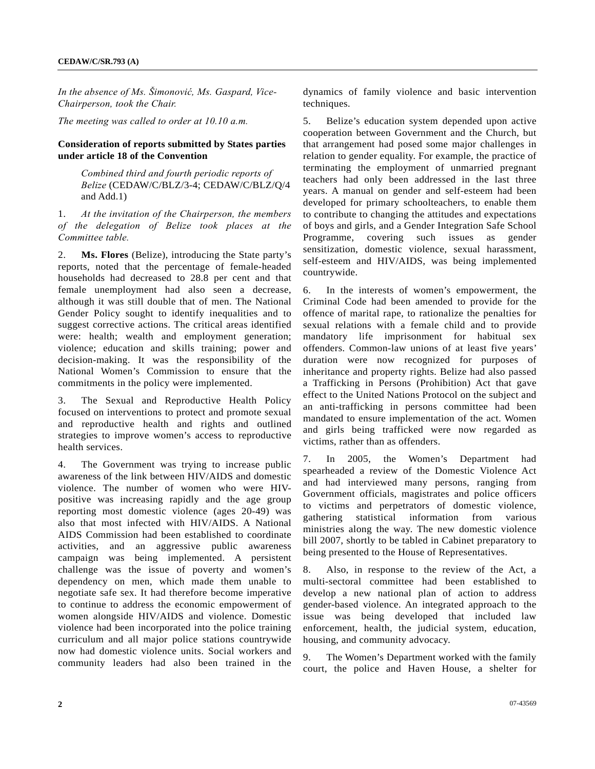*In the absence of Ms. Šimonović, Ms. Gaspard, Vice-Chairperson, took the Chair.*

*The meeting was called to order at 10.10 a.m.*

**Consideration of reports submitted by States parties under article 18 of the Convention**

*Combined third and fourth periodic reports of Belize* (CEDAW/C/BLZ/3-4; CEDAW/C/BLZ/Q/4 and Add.1)

1. *At the invitation of the Chairperson, the members of the delegation of Belize took places at the Committee table.*

2. **Ms. Flores** (Belize), introducing the State party's reports, noted that the percentage of female-headed households had decreased to 28.8 per cent and that female unemployment had also seen a decrease, although it was still double that of men. The National Gender Policy sought to identify inequalities and to suggest corrective actions. The critical areas identified were: health; wealth and employment generation; violence; education and skills training; power and decision-making. It was the responsibility of the National Women's Commission to ensure that the commitments in the policy were implemented.

3. The Sexual and Reproductive Health Policy focused on interventions to protect and promote sexual and reproductive health and rights and outlined strategies to improve women's access to reproductive health services.

4. The Government was trying to increase public awareness of the link between HIV/AIDS and domestic violence. The number of women who were HIV-positive was increasing rapidly and the age group reporting most domestic violence (ages 20-49) was also that most infected with HIV/AIDS. A National AIDS Commission had been established to coordinate activities, and an aggressive public awareness campaign was being implemented. A persistent challenge was the issue of poverty and women's dependency on men, which made them unable to negotiate safe sex. It had therefore become imperative to continue to address the economic empowerment of women alongside HIV/AIDS and violence. Domestic violence had been incorporated into the police training curriculum and all major police stations countrywide now had domestic violence units. Social workers and community leaders had also been trained in the dynamics of family violence and basic intervention techniques.

5. Belize's education system depended upon active cooperation between Government and the Church, but that arrangement had posed some major challenges in relation to gender equality. For example, the practice of terminating the employment of unmarried pregnant teachers had only been addressed in the last three years. A manual on gender and self-esteem had been developed for primary schoolteachers, to enable them to contribute to changing the attitudes and expectations of boys and girls, and a Gender Integration Safe School Programme, covering such issues as gender sensitization, domestic violence, sexual harassment, self-esteem and HIV/AIDS, was being implemented countrywide.

6. In the interests of women's empowerment, the Criminal Code had been amended to provide for the offence of marital rape, to rationalize the penalties for sexual relations with a female child and to provide mandatory life imprisonment for habitual sex offenders. Common-law unions of at least five years' duration were now recognized for purposes of inheritance and property rights. Belize had also passed a Trafficking in Persons (Prohibition) Act that gave effect to the United Nations Protocol on the subject and an anti-trafficking in persons committee had been mandated to ensure implementation of the act. Women and girls being trafficked were now regarded as victims, rather than as offenders.

7. In 2005, the Women's Department had spearheaded a review of the Domestic Violence Act and had interviewed many persons, ranging from Government officials, magistrates and police officers to victims and perpetrators of domestic violence, gathering statistical information from various ministries along the way. The new domestic violence bill 2007, shortly to be tabled in Cabinet preparatory to being presented to the House of Representatives.

8. Also, in response to the review of the Act, a multi-sectoral committee had been established to develop a new national plan of action to address gender-based violence. An integrated approach to the issue was being developed that included law enforcement, health, the judicial system, education, housing, and community advocacy.

9. The Women's Department worked with the family court, the police and Haven House, a shelter for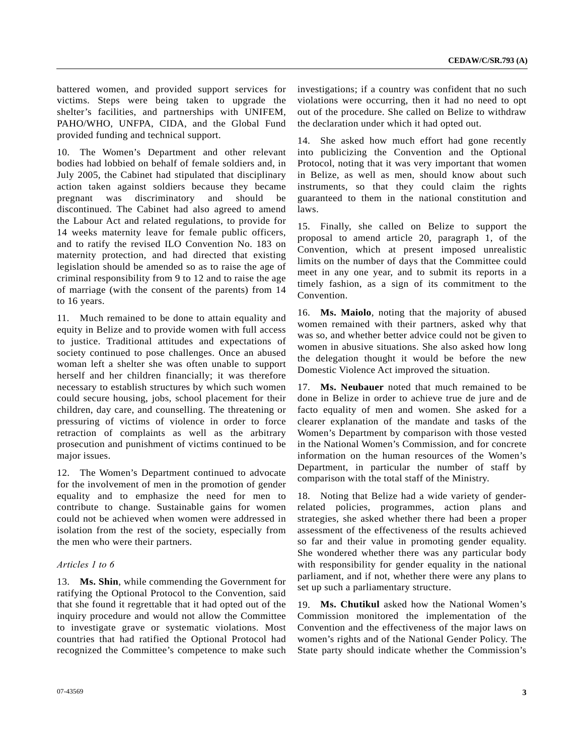battered women, and provided support services for victims. Steps were being taken to upgrade the shelter's facilities, and partnerships with UNIFEM, PAHO/WHO, UNFPA, CIDA, and the Global Fund provided funding and technical support.

10. The Women's Department and other relevant bodies had lobbied on behalf of female soldiers and, in July 2005, the Cabinet had stipulated that disciplinary action taken against soldiers because they became pregnant was discriminatory and should be discontinued. The Cabinet had also agreed to amend the Labour Act and related regulations, to provide for 14 weeks maternity leave for female public officers, and to ratify the revised ILO Convention No. 183 on maternity protection, and had directed that existing legislation should be amended so as to raise the age of criminal responsibility from 9 to 12 and to raise the age of marriage (with the consent of the parents) from 14 to 16 years.

11. Much remained to be done to attain equality and equity in Belize and to provide women with full access to justice. Traditional attitudes and expectations of society continued to pose challenges. Once an abused woman left a shelter she was often unable to support herself and her children financially; it was therefore necessary to establish structures by which such women could secure housing, jobs, school placement for their children, day care, and counselling. The threatening or pressuring of victims of violence in order to force retraction of complaints as well as the arbitrary prosecution and punishment of victims continued to be major issues.

12. The Women's Department continued to advocate for the involvement of men in the promotion of gender equality and to emphasize the need for men to contribute to change. Sustainable gains for women could not be achieved when women were addressed in isolation from the rest of the society, especially from the men who were their partners.

*Articles 1 to 6*

13. **Ms. Shin**, while commending the Government for ratifying the Optional Protocol to the Convention, said that she found it regrettable that it had opted out of the inquiry procedure and would not allow the Committee to investigate grave or systematic violations. Most countries that had ratified the Optional Protocol had recognized the Committee's competence to make such investigations; if a country was confident that no such violations were occurring, then it had no need to opt out of the procedure. She called on Belize to withdraw the declaration under which it had opted out.

14. She asked how much effort had gone recently into publicizing the Convention and the Optional Protocol, noting that it was very important that women in Belize, as well as men, should know about such instruments, so that they could claim the rights guaranteed to them in the national constitution and laws.

15. Finally, she called on Belize to support the proposal to amend article 20, paragraph 1, of the Convention, which at present imposed unrealistic limits on the number of days that the Committee could meet in any one year, and to submit its reports in a timely fashion, as a sign of its commitment to the Convention.

16. **Ms. Maiolo**, noting that the majority of abused women remained with their partners, asked why that was so, and whether better advice could not be given to women in abusive situations. She also asked how long the delegation thought it would be before the new Domestic Violence Act improved the situation.

17. **Ms. Neubauer** noted that much remained to be done in Belize in order to achieve true de jure and de facto equality of men and women. She asked for a clearer explanation of the mandate and tasks of the Women's Department by comparison with those vested in the National Women's Commission, and for concrete information on the human resources of the Women's Department, in particular the number of staff by comparison with the total staff of the Ministry.

18. Noting that Belize had a wide variety of gender-related policies, programmes, action plans and strategies, she asked whether there had been a proper assessment of the effectiveness of the results achieved so far and their value in promoting gender equality. She wondered whether there was any particular body with responsibility for gender equality in the national parliament, and if not, whether there were any plans to set up such a parliamentary structure.

19. **Ms. Chutikul** asked how the National Women's Commission monitored the implementation of the Convention and the effectiveness of the major laws on women's rights and of the National Gender Policy. The State party should indicate whether the Commission's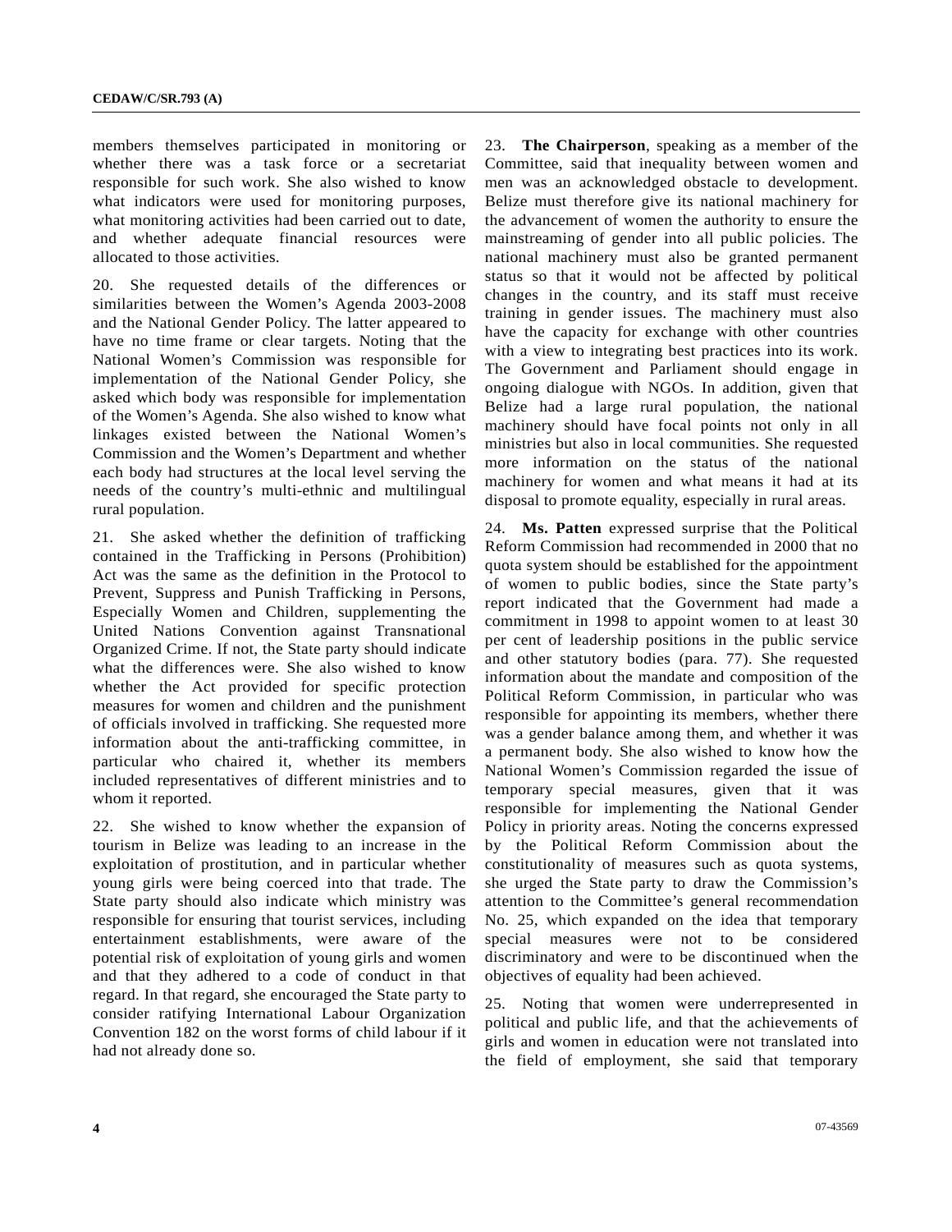members themselves participated in monitoring or whether there was a task force or a secretariat responsible for such work. She also wished to know what indicators were used for monitoring purposes, what monitoring activities had been carried out to date, and whether adequate financial resources were allocated to those activities.

20. She requested details of the differences or similarities between the Women's Agenda 2003-2008 and the National Gender Policy. The latter appeared to have no time frame or clear targets. Noting that the National Women's Commission was responsible for implementation of the National Gender Policy, she asked which body was responsible for implementation of the Women's Agenda. She also wished to know what linkages existed between the National Women's Commission and the Women's Department and whether each body had structures at the local level serving the needs of the country's multi-ethnic and multilingual rural population.

21. She asked whether the definition of trafficking contained in the Trafficking in Persons (Prohibition) Act was the same as the definition in the Protocol to Prevent, Suppress and Punish Trafficking in Persons, Especially Women and Children, supplementing the United Nations Convention against Transnational Organized Crime. If not, the State party should indicate what the differences were. She also wished to know whether the Act provided for specific protection measures for women and children and the punishment of officials involved in trafficking. She requested more information about the anti-trafficking committee, in particular who chaired it, whether its members included representatives of different ministries and to whom it reported.

22. She wished to know whether the expansion of tourism in Belize was leading to an increase in the exploitation of prostitution, and in particular whether young girls were being coerced into that trade. The State party should also indicate which ministry was responsible for ensuring that tourist services, including entertainment establishments, were aware of the potential risk of exploitation of young girls and women and that they adhered to a code of conduct in that regard. In that regard, she encouraged the State party to consider ratifying International Labour Organization Convention 182 on the worst forms of child labour if it had not already done so.

23. **The Chairperson**, speaking as a member of the Committee, said that inequality between women and men was an acknowledged obstacle to development. Belize must therefore give its national machinery for the advancement of women the authority to ensure the mainstreaming of gender into all public policies. The national machinery must also be granted permanent status so that it would not be affected by political changes in the country, and its staff must receive training in gender issues. The machinery must also have the capacity for exchange with other countries with a view to integrating best practices into its work. The Government and Parliament should engage in ongoing dialogue with NGOs. In addition, given that Belize had a large rural population, the national machinery should have focal points not only in all ministries but also in local communities. She requested more information on the status of the national machinery for women and what means it had at its disposal to promote equality, especially in rural areas.

24. **Ms. Patten** expressed surprise that the Political Reform Commission had recommended in 2000 that no quota system should be established for the appointment of women to public bodies, since the State party's report indicated that the Government had made a commitment in 1998 to appoint women to at least 30 per cent of leadership positions in the public service and other statutory bodies (para. 77). She requested information about the mandate and composition of the Political Reform Commission, in particular who was responsible for appointing its members, whether there was a gender balance among them, and whether it was a permanent body. She also wished to know how the National Women's Commission regarded the issue of temporary special measures, given that it was responsible for implementing the National Gender Policy in priority areas. Noting the concerns expressed by the Political Reform Commission about the constitutionality of measures such as quota systems, she urged the State party to draw the Commission's attention to the Committee's general recommendation No. 25, which expanded on the idea that temporary special measures were not to be considered discriminatory and were to be discontinued when the objectives of equality had been achieved.

25. Noting that women were underrepresented in political and public life, and that the achievements of girls and women in education were not translated into the field of employment, she said that temporary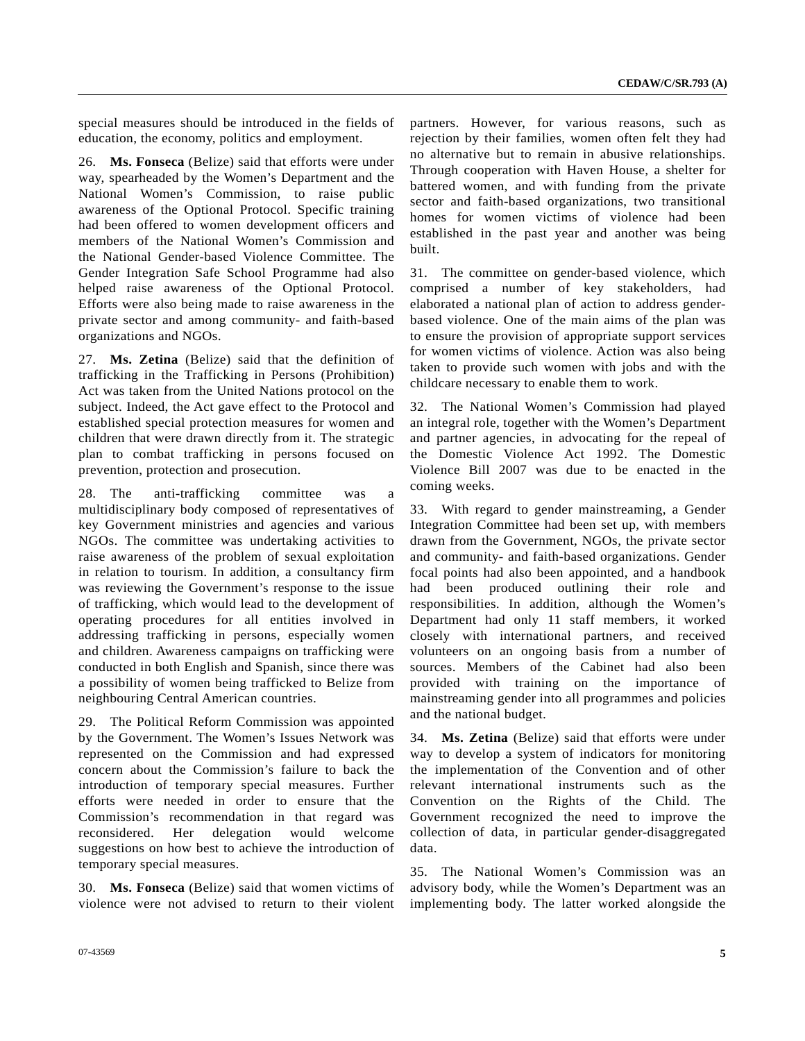special measures should be introduced in the fields of education, the economy, politics and employment.

26. **Ms. Fonseca** (Belize) said that efforts were under way, spearheaded by the Women's Department and the National Women's Commission, to raise public awareness of the Optional Protocol. Specific training had been offered to women development officers and members of the National Women's Commission and the National Gender-based Violence Committee. The Gender Integration Safe School Programme had also helped raise awareness of the Optional Protocol. Efforts were also being made to raise awareness in the private sector and among community- and faith-based organizations and NGOs.

27. **Ms. Zetina** (Belize) said that the definition of trafficking in the Trafficking in Persons (Prohibition) Act was taken from the United Nations protocol on the subject. Indeed, the Act gave effect to the Protocol and established special protection measures for women and children that were drawn directly from it. The strategic plan to combat trafficking in persons focused on prevention, protection and prosecution.

28. The anti-trafficking committee was a multidisciplinary body composed of representatives of key Government ministries and agencies and various NGOs. The committee was undertaking activities to raise awareness of the problem of sexual exploitation in relation to tourism. In addition, a consultancy firm was reviewing the Government's response to the issue of trafficking, which would lead to the development of operating procedures for all entities involved in addressing trafficking in persons, especially women and children. Awareness campaigns on trafficking were conducted in both English and Spanish, since there was a possibility of women being trafficked to Belize from neighbouring Central American countries.

29. The Political Reform Commission was appointed by the Government. The Women's Issues Network was represented on the Commission and had expressed concern about the Commission's failure to back the introduction of temporary special measures. Further efforts were needed in order to ensure that the Commission's recommendation in that regard was reconsidered. Her delegation would welcome suggestions on how best to achieve the introduction of temporary special measures.

30. **Ms. Fonseca** (Belize) said that women victims of violence were not advised to return to their violent partners. However, for various reasons, such as rejection by their families, women often felt they had no alternative but to remain in abusive relationships. Through cooperation with Haven House, a shelter for battered women, and with funding from the private sector and faith-based organizations, two transitional homes for women victims of violence had been established in the past year and another was being built.

31. The committee on gender-based violence, which comprised a number of key stakeholders, had elaborated a national plan of action to address gender-based violence. One of the main aims of the plan was to ensure the provision of appropriate support services for women victims of violence. Action was also being taken to provide such women with jobs and with the childcare necessary to enable them to work.

32. The National Women's Commission had played an integral role, together with the Women's Department and partner agencies, in advocating for the repeal of the Domestic Violence Act 1992. The Domestic Violence Bill 2007 was due to be enacted in the coming weeks.

33. With regard to gender mainstreaming, a Gender Integration Committee had been set up, with members drawn from the Government, NGOs, the private sector and community- and faith-based organizations. Gender focal points had also been appointed, and a handbook had been produced outlining their role and responsibilities. In addition, although the Women's Department had only 11 staff members, it worked closely with international partners, and received volunteers on an ongoing basis from a number of sources. Members of the Cabinet had also been provided with training on the importance of mainstreaming gender into all programmes and policies and the national budget.

34. **Ms. Zetina** (Belize) said that efforts were under way to develop a system of indicators for monitoring the implementation of the Convention and of other relevant international instruments such as the Convention on the Rights of the Child. The Government recognized the need to improve the collection of data, in particular gender-disaggregated data.

35. The National Women's Commission was an advisory body, while the Women's Department was an implementing body. The latter worked alongside the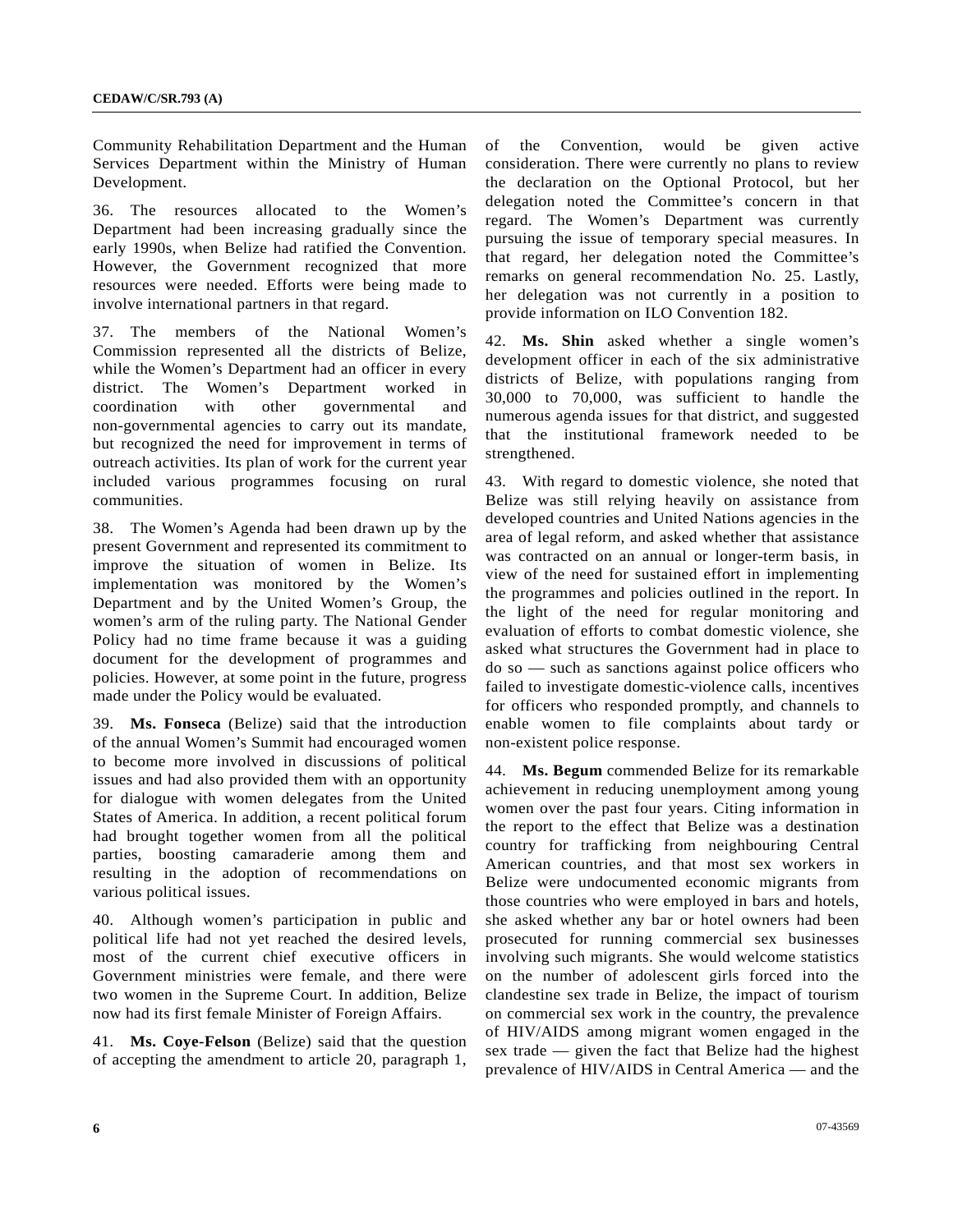Community Rehabilitation Department and the Human Services Department within the Ministry of Human Development.

36. The resources allocated to the Women's Department had been increasing gradually since the early 1990s, when Belize had ratified the Convention. However, the Government recognized that more resources were needed. Efforts were being made to involve international partners in that regard.

37. The members of the National Women's Commission represented all the districts of Belize, while the Women's Department had an officer in every district. The Women's Department worked in coordination with other governmental and non-governmental agencies to carry out its mandate, but recognized the need for improvement in terms of outreach activities. Its plan of work for the current year included various programmes focusing on rural communities.

38. The Women's Agenda had been drawn up by the present Government and represented its commitment to improve the situation of women in Belize. Its implementation was monitored by the Women's Department and by the United Women's Group, the women's arm of the ruling party. The National Gender Policy had no time frame because it was a guiding document for the development of programmes and policies. However, at some point in the future, progress made under the Policy would be evaluated.

39. **Ms. Fonseca** (Belize) said that the introduction of the annual Women's Summit had encouraged women to become more involved in discussions of political issues and had also provided them with an opportunity for dialogue with women delegates from the United States of America. In addition, a recent political forum had brought together women from all the political parties, boosting camaraderie among them and resulting in the adoption of recommendations on various political issues.

40. Although women's participation in public and political life had not yet reached the desired levels, most of the current chief executive officers in Government ministries were female, and there were two women in the Supreme Court. In addition, Belize now had its first female Minister of Foreign Affairs.

41. **Ms. Coye-Felson** (Belize) said that the question of accepting the amendment to article 20, paragraph 1, of the Convention, would be given active consideration. There were currently no plans to review the declaration on the Optional Protocol, but her delegation noted the Committee's concern in that regard. The Women's Department was currently pursuing the issue of temporary special measures. In that regard, her delegation noted the Committee's remarks on general recommendation No. 25. Lastly, her delegation was not currently in a position to provide information on ILO Convention 182.

42. **Ms. Shin** asked whether a single women's development officer in each of the six administrative districts of Belize, with populations ranging from 30,000 to 70,000, was sufficient to handle the numerous agenda issues for that district, and suggested that the institutional framework needed to be strengthened.

43. With regard to domestic violence, she noted that Belize was still relying heavily on assistance from developed countries and United Nations agencies in the area of legal reform, and asked whether that assistance was contracted on an annual or longer-term basis, in view of the need for sustained effort in implementing the programmes and policies outlined in the report. In the light of the need for regular monitoring and evaluation of efforts to combat domestic violence, she asked what structures the Government had in place to do so — such as sanctions against police officers who failed to investigate domestic-violence calls, incentives for officers who responded promptly, and channels to enable women to file complaints about tardy or non-existent police response.

44. **Ms. Begum** commended Belize for its remarkable achievement in reducing unemployment among young women over the past four years. Citing information in the report to the effect that Belize was a destination country for trafficking from neighbouring Central American countries, and that most sex workers in Belize were undocumented economic migrants from those countries who were employed in bars and hotels, she asked whether any bar or hotel owners had been prosecuted for running commercial sex businesses involving such migrants. She would welcome statistics on the number of adolescent girls forced into the clandestine sex trade in Belize, the impact of tourism on commercial sex work in the country, the prevalence of HIV/AIDS among migrant women engaged in the sex trade — given the fact that Belize had the highest prevalence of HIV/AIDS in Central America — and the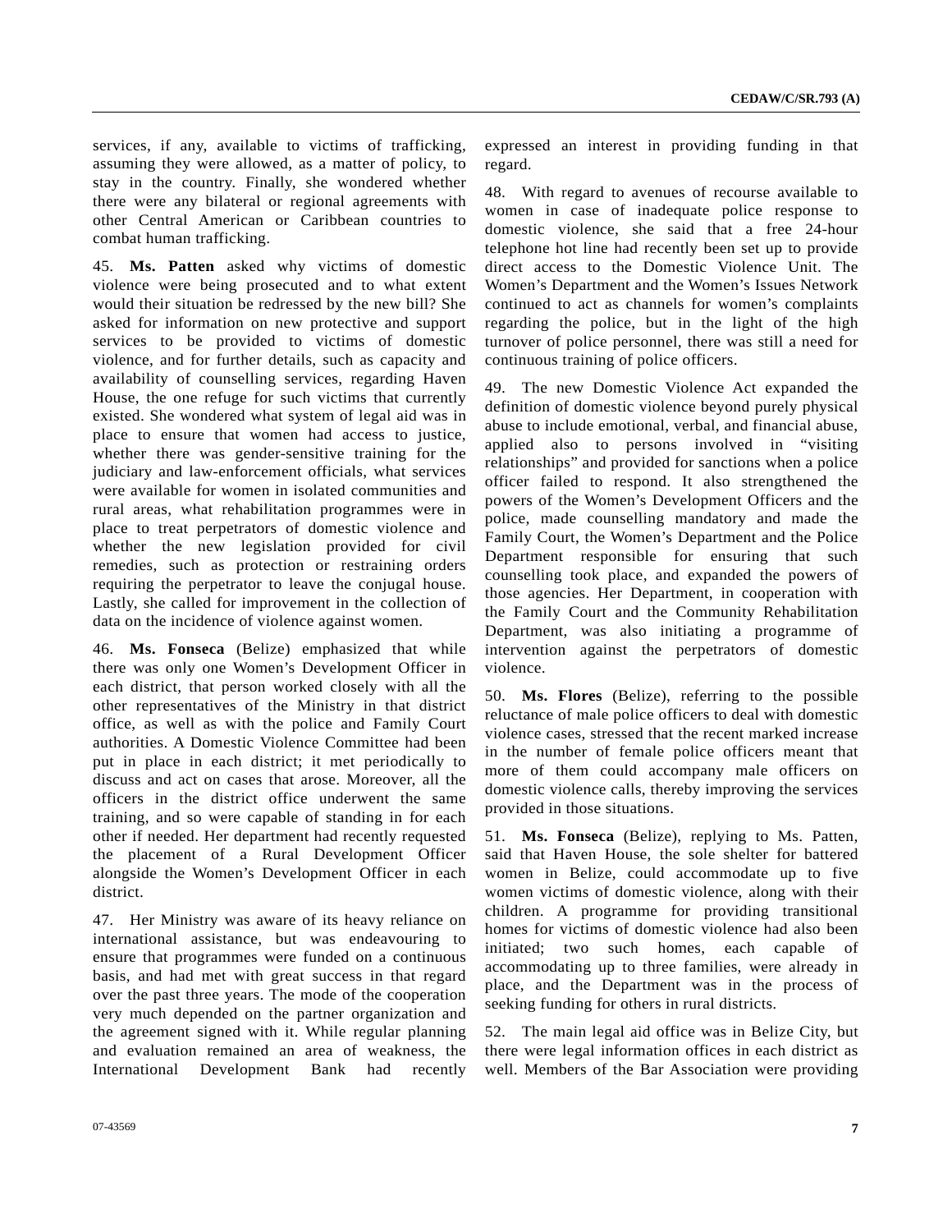services, if any, available to victims of trafficking, assuming they were allowed, as a matter of policy, to stay in the country. Finally, she wondered whether there were any bilateral or regional agreements with other Central American or Caribbean countries to combat human trafficking.

45. **Ms. Patten** asked why victims of domestic violence were being prosecuted and to what extent would their situation be redressed by the new bill? She asked for information on new protective and support services to be provided to victims of domestic violence, and for further details, such as capacity and availability of counselling services, regarding Haven House, the one refuge for such victims that currently existed. She wondered what system of legal aid was in place to ensure that women had access to justice, whether there was gender-sensitive training for the judiciary and law-enforcement officials, what services were available for women in isolated communities and rural areas, what rehabilitation programmes were in place to treat perpetrators of domestic violence and whether the new legislation provided for civil remedies, such as protection or restraining orders requiring the perpetrator to leave the conjugal house. Lastly, she called for improvement in the collection of data on the incidence of violence against women.

46. **Ms. Fonseca** (Belize) emphasized that while there was only one Women's Development Officer in each district, that person worked closely with all the other representatives of the Ministry in that district office, as well as with the police and Family Court authorities. A Domestic Violence Committee had been put in place in each district; it met periodically to discuss and act on cases that arose. Moreover, all the officers in the district office underwent the same training, and so were capable of standing in for each other if needed. Her department had recently requested the placement of a Rural Development Officer alongside the Women's Development Officer in each district.

47. Her Ministry was aware of its heavy reliance on international assistance, but was endeavouring to ensure that programmes were funded on a continuous basis, and had met with great success in that regard over the past three years. The mode of the cooperation very much depended on the partner organization and the agreement signed with it. While regular planning and evaluation remained an area of weakness, the International Development Bank had recently expressed an interest in providing funding in that regard.

48. With regard to avenues of recourse available to women in case of inadequate police response to domestic violence, she said that a free 24-hour telephone hot line had recently been set up to provide direct access to the Domestic Violence Unit. The Women's Department and the Women's Issues Network continued to act as channels for women's complaints regarding the police, but in the light of the high turnover of police personnel, there was still a need for continuous training of police officers.

49. The new Domestic Violence Act expanded the definition of domestic violence beyond purely physical abuse to include emotional, verbal, and financial abuse, applied also to persons involved in "visiting relationships" and provided for sanctions when a police officer failed to respond. It also strengthened the powers of the Women's Development Officers and the police, made counselling mandatory and made the Family Court, the Women's Department and the Police Department responsible for ensuring that such counselling took place, and expanded the powers of those agencies. Her Department, in cooperation with the Family Court and the Community Rehabilitation Department, was also initiating a programme of intervention against the perpetrators of domestic violence.

50. **Ms. Flores** (Belize), referring to the possible reluctance of male police officers to deal with domestic violence cases, stressed that the recent marked increase in the number of female police officers meant that more of them could accompany male officers on domestic violence calls, thereby improving the services provided in those situations.

51. **Ms. Fonseca** (Belize), replying to Ms. Patten, said that Haven House, the sole shelter for battered women in Belize, could accommodate up to five women victims of domestic violence, along with their children. A programme for providing transitional homes for victims of domestic violence had also been initiated; two such homes, each capable of accommodating up to three families, were already in place, and the Department was in the process of seeking funding for others in rural districts.

52. The main legal aid office was in Belize City, but there were legal information offices in each district as well. Members of the Bar Association were providing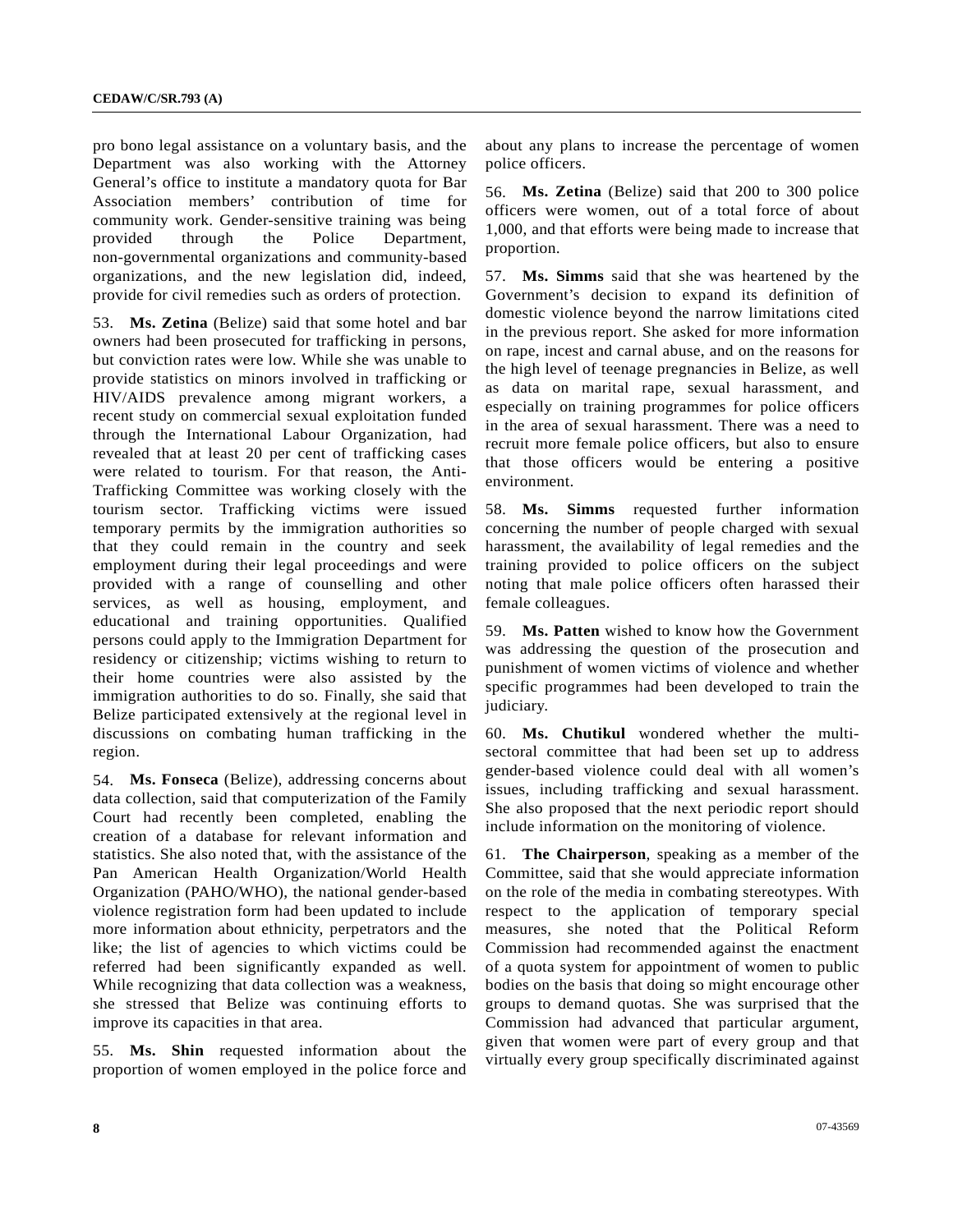pro bono legal assistance on a voluntary basis, and the Department was also working with the Attorney General's office to institute a mandatory quota for Bar Association members' contribution of time for community work. Gender-sensitive training was being provided through the Police Department, non-governmental organizations and community-based organizations, and the new legislation did, indeed, provide for civil remedies such as orders of protection.

53. **Ms. Zetina** (Belize) said that some hotel and bar owners had been prosecuted for trafficking in persons, but conviction rates were low. While she was unable to provide statistics on minors involved in trafficking or HIV/AIDS prevalence among migrant workers, a recent study on commercial sexual exploitation funded through the International Labour Organization, had revealed that at least 20 per cent of trafficking cases were related to tourism. For that reason, the Anti-Trafficking Committee was working closely with the tourism sector. Trafficking victims were issued temporary permits by the immigration authorities so that they could remain in the country and seek employment during their legal proceedings and were provided with a range of counselling and other services, as well as housing, employment, and educational and training opportunities. Qualified persons could apply to the Immigration Department for residency or citizenship; victims wishing to return to their home countries were also assisted by the immigration authorities to do so. Finally, she said that Belize participated extensively at the regional level in discussions on combating human trafficking in the region.

54. **Ms. Fonseca** (Belize), addressing concerns about data collection, said that computerization of the Family Court had recently been completed, enabling the creation of a database for relevant information and statistics. She also noted that, with the assistance of the Pan American Health Organization/World Health Organization (PAHO/WHO), the national gender-based violence registration form had been updated to include more information about ethnicity, perpetrators and the like; the list of agencies to which victims could be referred had been significantly expanded as well. While recognizing that data collection was a weakness, she stressed that Belize was continuing efforts to improve its capacities in that area.

55. **Ms. Shin** requested information about the proportion of women employed in the police force and about any plans to increase the percentage of women police officers.

56. **Ms. Zetina** (Belize) said that 200 to 300 police officers were women, out of a total force of about 1,000, and that efforts were being made to increase that proportion.

57. **Ms. Simms** said that she was heartened by the Government's decision to expand its definition of domestic violence beyond the narrow limitations cited in the previous report. She asked for more information on rape, incest and carnal abuse, and on the reasons for the high level of teenage pregnancies in Belize, as well as data on marital rape, sexual harassment, and especially on training programmes for police officers in the area of sexual harassment. There was a need to recruit more female police officers, but also to ensure that those officers would be entering a positive environment.

58. **Ms. Simms** requested further information concerning the number of people charged with sexual harassment, the availability of legal remedies and the training provided to police officers on the subject noting that male police officers often harassed their female colleagues.

59. **Ms. Patten** wished to know how the Government was addressing the question of the prosecution and punishment of women victims of violence and whether specific programmes had been developed to train the judiciary.

60. **Ms. Chutikul** wondered whether the multi-sectoral committee that had been set up to address gender-based violence could deal with all women's issues, including trafficking and sexual harassment. She also proposed that the next periodic report should include information on the monitoring of violence.

61. **The Chairperson**, speaking as a member of the Committee, said that she would appreciate information on the role of the media in combating stereotypes. With respect to the application of temporary special measures, she noted that the Political Reform Commission had recommended against the enactment of a quota system for appointment of women to public bodies on the basis that doing so might encourage other groups to demand quotas. She was surprised that the Commission had advanced that particular argument, given that women were part of every group and that virtually every group specifically discriminated against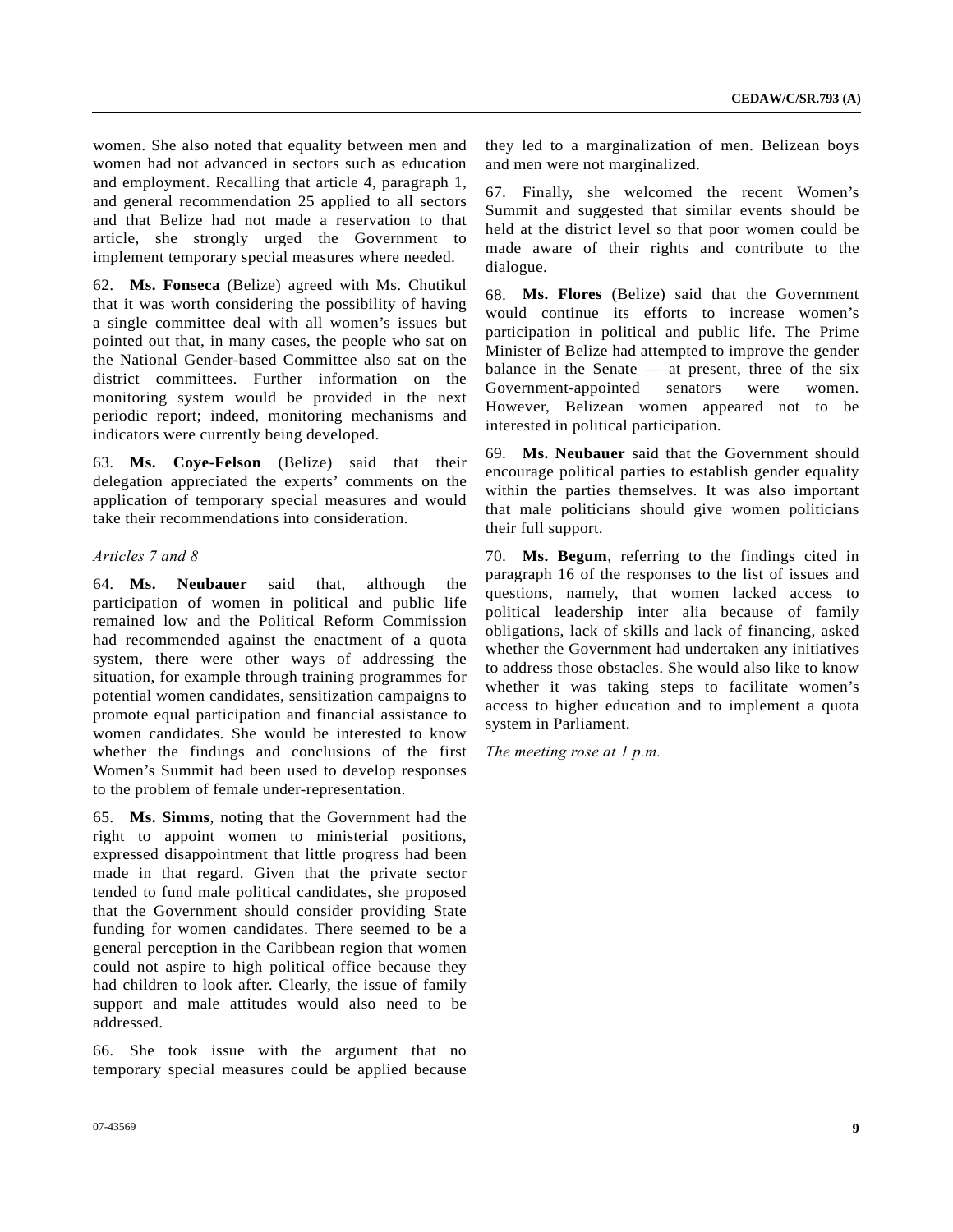women. She also noted that equality between men and women had not advanced in sectors such as education and employment. Recalling that article 4, paragraph 1, and general recommendation 25 applied to all sectors and that Belize had not made a reservation to that article, she strongly urged the Government to implement temporary special measures where needed.

62. **Ms. Fonseca** (Belize) agreed with Ms. Chutikul that it was worth considering the possibility of having a single committee deal with all women's issues but pointed out that, in many cases, the people who sat on the National Gender-based Committee also sat on the district committees. Further information on the monitoring system would be provided in the next periodic report; indeed, monitoring mechanisms and indicators were currently being developed.

63. **Ms. Coye-Felson** (Belize) said that their delegation appreciated the experts' comments on the application of temporary special measures and would take their recommendations into consideration.

*Articles 7 and 8*

64. **Ms. Neubauer** said that, although the participation of women in political and public life remained low and the Political Reform Commission had recommended against the enactment of a quota system, there were other ways of addressing the situation, for example through training programmes for potential women candidates, sensitization campaigns to promote equal participation and financial assistance to women candidates. She would be interested to know whether the findings and conclusions of the first Women's Summit had been used to develop responses to the problem of female under-representation.

65. **Ms. Simms**, noting that the Government had the right to appoint women to ministerial positions, expressed disappointment that little progress had been made in that regard. Given that the private sector tended to fund male political candidates, she proposed that the Government should consider providing State funding for women candidates. There seemed to be a general perception in the Caribbean region that women could not aspire to high political office because they had children to look after. Clearly, the issue of family support and male attitudes would also need to be addressed.

66. She took issue with the argument that no temporary special measures could be applied because they led to a marginalization of men. Belizean boys and men were not marginalized.

67. Finally, she welcomed the recent Women's Summit and suggested that similar events should be held at the district level so that poor women could be made aware of their rights and contribute to the dialogue.

68. **Ms. Flores** (Belize) said that the Government would continue its efforts to increase women's participation in political and public life. The Prime Minister of Belize had attempted to improve the gender balance in the Senate — at present, three of the six Government-appointed senators were women. However, Belizean women appeared not to be interested in political participation.

69. **Ms. Neubauer** said that the Government should encourage political parties to establish gender equality within the parties themselves. It was also important that male politicians should give women politicians their full support.

70. **Ms. Begum**, referring to the findings cited in paragraph 16 of the responses to the list of issues and questions, namely, that women lacked access to political leadership inter alia because of family obligations, lack of skills and lack of financing, asked whether the Government had undertaken any initiatives to address those obstacles. She would also like to know whether it was taking steps to facilitate women's access to higher education and to implement a quota system in Parliament.

*The meeting rose at 1 p.m.*